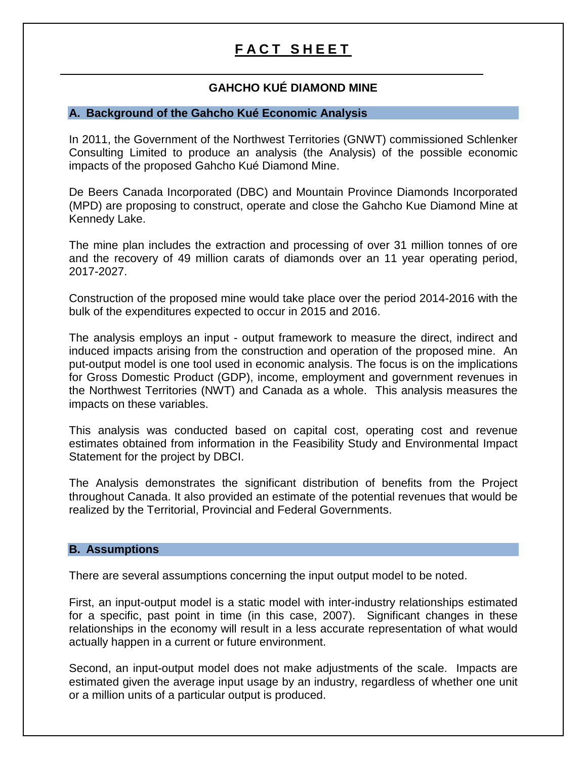# F A C T   S H E E T

## GAHCHO KUÉ DIAMOND MINE

### A. Background of the Gahcho Kué Economic Analysis

In 2011, the Government of the Northwest Territories (GNWT) commissioned Schlenker Consulting Limited to produce an analysis (the Analysis) of the possible economic impacts of the proposed Gahcho Kué Diamond Mine.

De Beers Canada Incorporated (DBC) and Mountain Province Diamonds Incorporated (MPD) are proposing to construct, operate and close the Gahcho Kue Diamond Mine at Kennedy Lake.

The mine plan includes the extraction and processing of over 31 million tonnes of ore and the recovery of 49 million carats of diamonds over an 11 year operating period, 2017-2027.

Construction of the proposed mine would take place over the period 2014-2016 with the bulk of the expenditures expected to occur in 2015 and 2016.

The analysis employs an input - output framework to measure the direct, indirect and induced impacts arising from the construction and operation of the proposed mine. An put-output model is one tool used in economic analysis. The focus is on the implications for Gross Domestic Product (GDP), income, employment and government revenues in the Northwest Territories (NWT) and Canada as a whole. This analysis measures the impacts on these variables.

This analysis was conducted based on capital cost, operating cost and revenue estimates obtained from information in the Feasibility Study and Environmental Impact Statement for the project by DBCI.

The Analysis demonstrates the significant distribution of benefits from the Project throughout Canada. It also provided an estimate of the potential revenues that would be realized by the Territorial, Provincial and Federal Governments.

### B. Assumptions

There are several assumptions concerning the input output model to be noted.

First, an input-output model is a static model with inter-industry relationships estimated for a specific, past point in time (in this case, 2007). Significant changes in these relationships in the economy will result in a less accurate representation of what would actually happen in a current or future environment.

Second, an input-output model does not make adjustments of the scale. Impacts are estimated given the average input usage by an industry, regardless of whether one unit or a million units of a particular output is produced.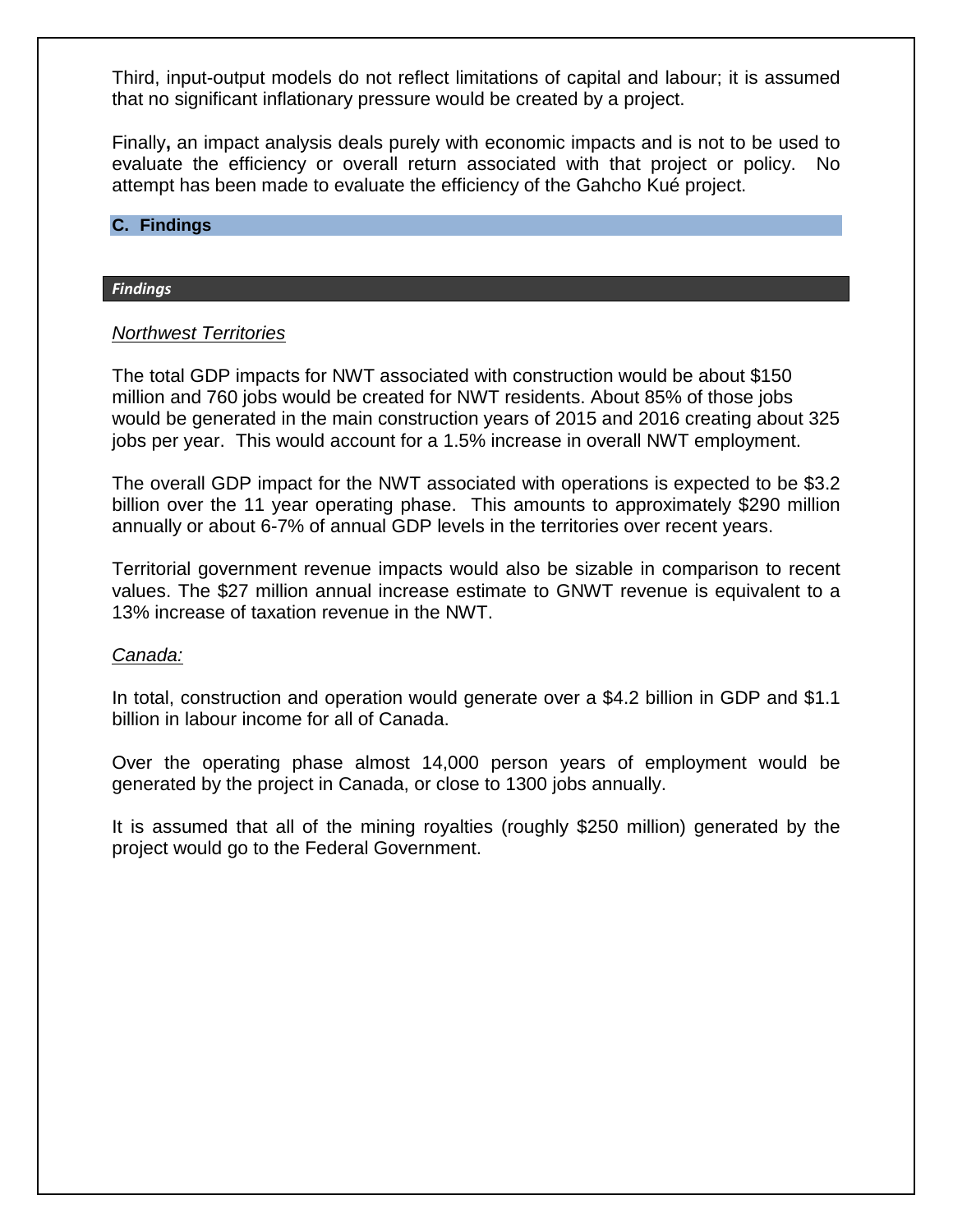Third, input-output models do not reflect limitations of capital and labour; it is assumed that no significant inflationary pressure would be created by a project.

Finally**,** an impact analysis deals purely with economic impacts and is not to be used to evaluate the efficiency or overall return associated with that project or policy. No attempt has been made to evaluate the efficiency of the Gahcho Kué project.

## C. Findings

### *Findings*

*Northwest Territories*

The total GDP impacts for NWT associated with construction would be about $150 million and 760 jobs would be created for NWT residents. About 85% of those jobs would be generated in the main construction years of 2015 and 2016 creating about 325 jobs per year. This would account for a 1.5% increase in overall NWT employment.

The overall GDP impact for the NWT associated with operations is expected to be $3.2 billion over the 11 year operating phase. This amounts to approximately $290 million annually or about 6-7% of annual GDP levels in the territories over recent years.

Territorial government revenue impacts would also be sizable in comparison to recent values. The $27 million annual increase estimate to GNWT revenue is equivalent to a 13% increase of taxation revenue in the NWT.

*Canada:*

In total, construction and operation would generate over a $4.2 billion in GDP and $1.1 billion in labour income for all of Canada.

Over the operating phase almost 14,000 person years of employment would be generated by the project in Canada, or close to 1300 jobs annually.

It is assumed that all of the mining royalties (roughly $250 million) generated by the project would go to the Federal Government.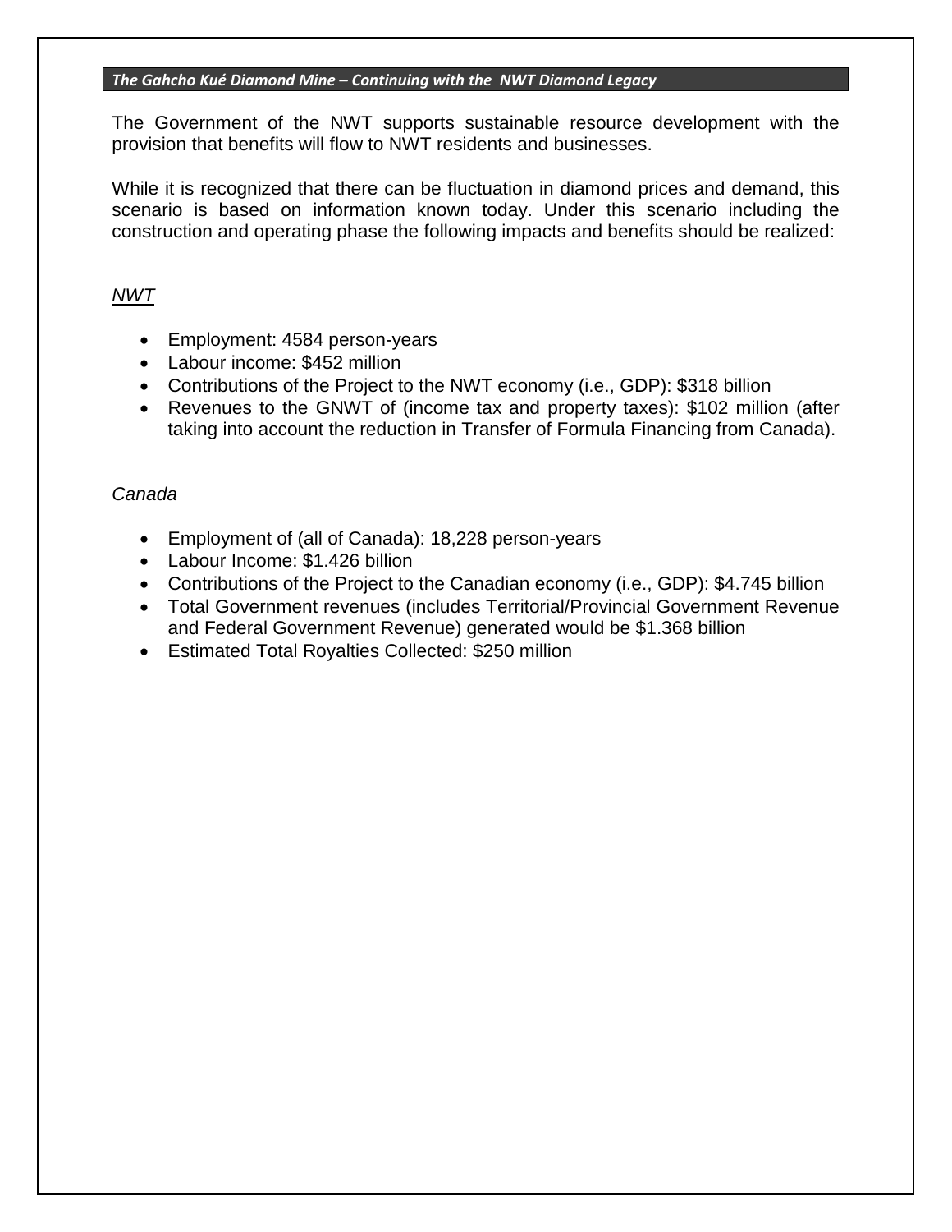***The Gahcho Kué Diamond Mine – Continuing with the NWT Diamond Legacy***

The Government of the NWT supports sustainable resource development with the provision that benefits will flow to NWT residents and businesses.

While it is recognized that there can be fluctuation in diamond prices and demand, this scenario is based on information known today. Under this scenario including the construction and operating phase the following impacts and benefits should be realized:

*NWT*

- Employment: 4584 person-years
- Labour income: $452 million
- Contributions of the Project to the NWT economy (i.e., GDP): $318 billion
- Revenues to the GNWT of (income tax and property taxes): $102 million (after taking into account the reduction in Transfer of Formula Financing from Canada).

*Canada*

- Employment of (all of Canada): 18,228 person-years
- Labour Income: $1.426 billion
- Contributions of the Project to the Canadian economy (i.e., GDP): $4.745 billion
- Total Government revenues (includes Territorial/Provincial Government Revenue and Federal Government Revenue) generated would be $1.368 billion
- Estimated Total Royalties Collected: $250 million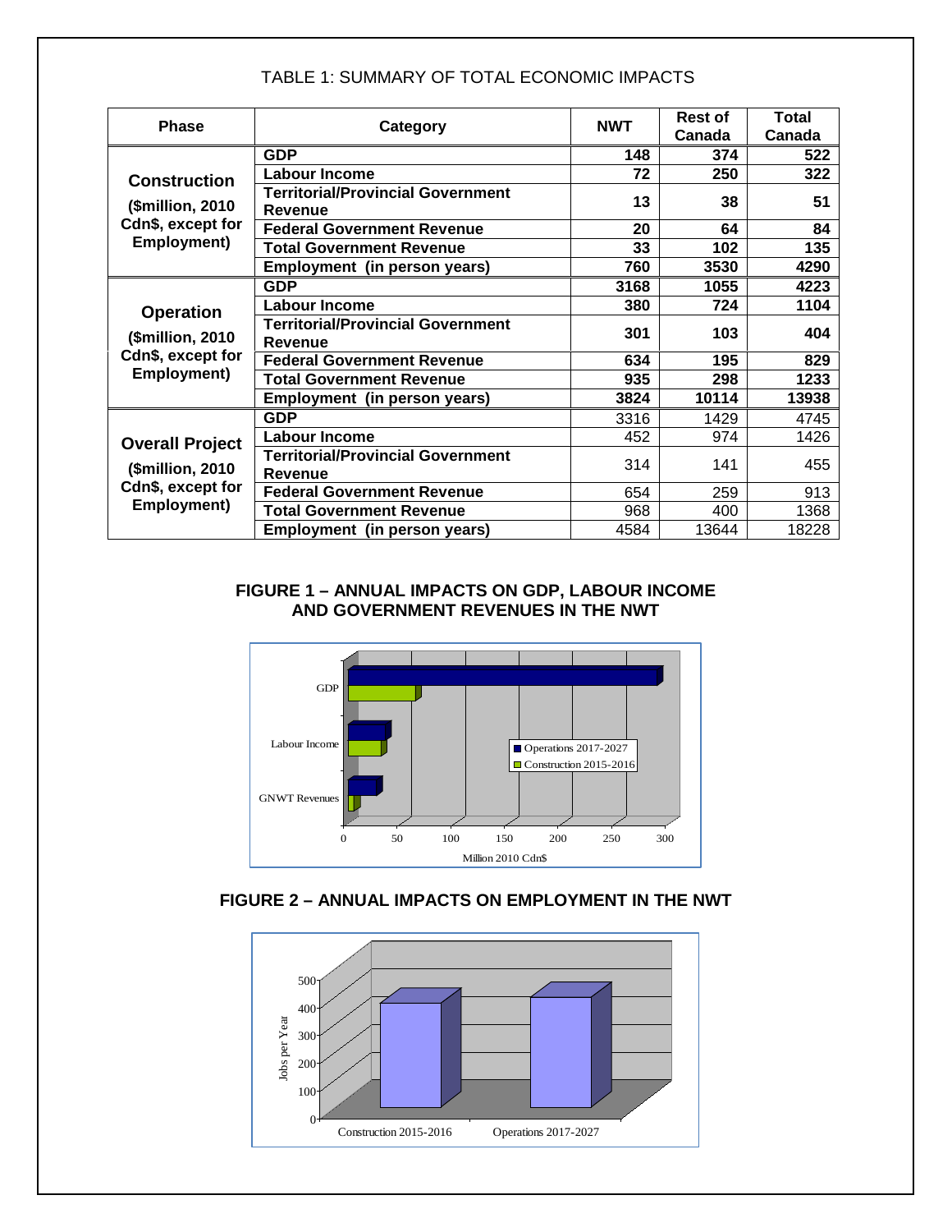TABLE 1: SUMMARY OF TOTAL ECONOMIC IMPACTS

| Phase | Category | NWT | Rest of Canada | Total Canada |
|---|---|---|---|---|
| **Construction ($million, 2010 Cdn$, except for Employment)** | **GDP** | **148** | **374** | **522** |
| | **Labour Income** | **72** | **250** | **322** |
| | **Territorial/Provincial Government Revenue** | **13** | **38** | **51** |
| | **Federal Government Revenue** | **20** | **64** | **84** |
| | **Total Government Revenue** | **33** | **102** | **135** |
| | **Employment (in person years)** | **760** | **3530** | **4290** |
| **Operation ($million, 2010 Cdn$, except for Employment)** | **GDP** | **3168** | **1055** | **4223** |
| | **Labour Income** | **380** | **724** | **1104** |
| | **Territorial/Provincial Government Revenue** | **301** | **103** | **404** |
| | **Federal Government Revenue** | **634** | **195** | **829** |
| | **Total Government Revenue** | **935** | **298** | **1233** |
| | **Employment (in person years)** | **3824** | **10114** | **13938** |
| **Overall Project ($million, 2010 Cdn$, except for Employment)** | **GDP** | 3316 | 1429 | 4745 |
| | **Labour Income** | 452 | 974 | 1426 |
| | **Territorial/Provincial Government Revenue** | 314 | 141 | 455 |
| | **Federal Government Revenue** | 654 | 259 | 913 |
| | **Total Government Revenue** | 968 | 400 | 1368 |
| | **Employment (in person years)** | 4584 | 13644 | 18228 |

**FIGURE 1 – ANNUAL IMPACTS ON GDP, LABOUR INCOME AND GOVERNMENT REVENUES IN THE NWT**

GDP
Labour Income
GNWT Revenues
Operations 2017-2027
Construction 2015-2016
0 50 100 150 200 250 300
Million 2010 Cdn$

**FIGURE 2 – ANNUAL IMPACTS ON EMPLOYMENT IN THE NWT**

Jobs per Year
0 100 200 300 400 500
Construction 2015-2016
Operations 2017-2027